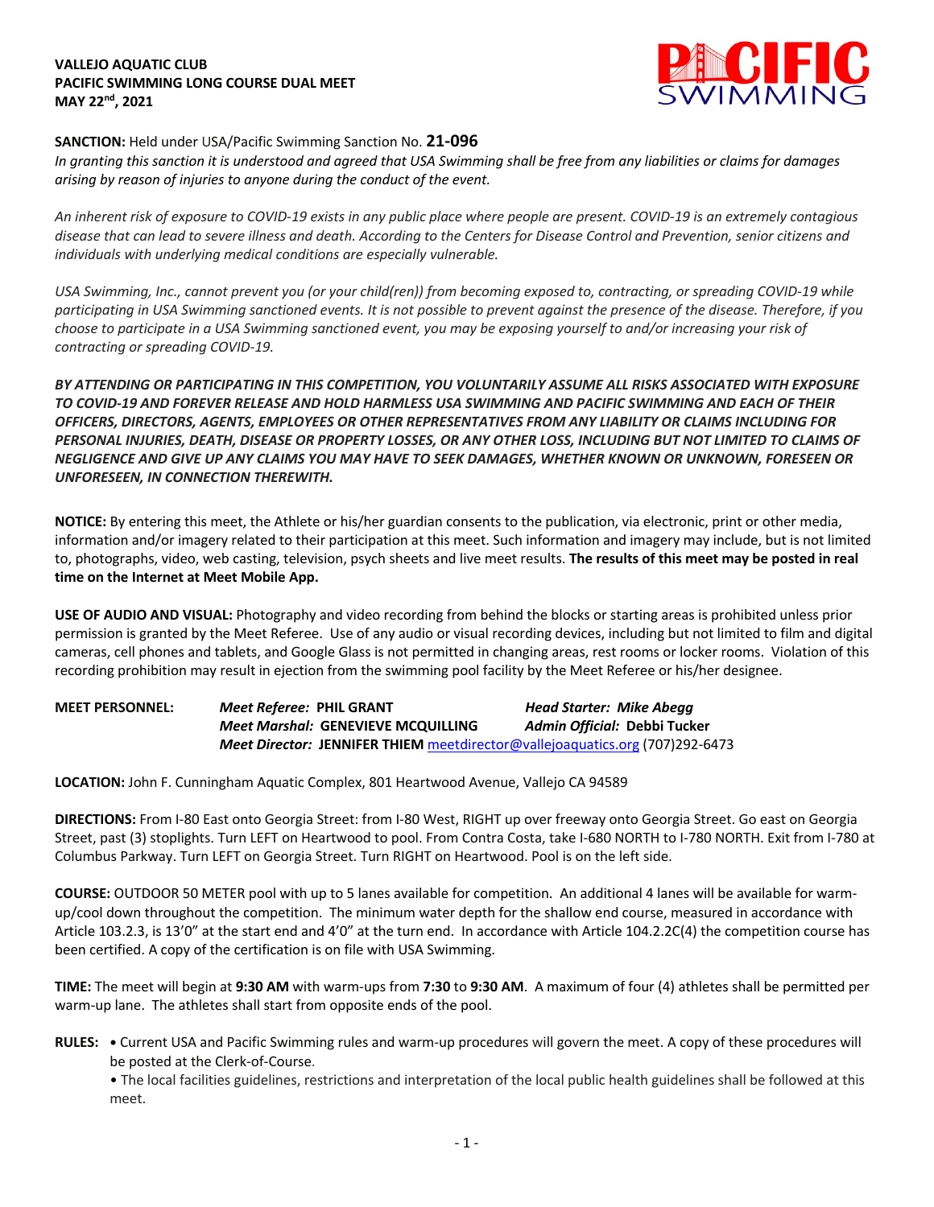**VALLEJO AQUATIC CLUB**
**PACIFIC SWIMMING LONG COURSE DUAL MEET**
**MAY 22nd, 2021**

**SANCTION:** Held under USA/Pacific Swimming Sanction No. **21-096**
*In granting this sanction it is understood and agreed that USA Swimming shall be free from any liabilities or claims for damages arising by reason of injuries to anyone during the conduct of the event.*

*An inherent risk of exposure to COVID-19 exists in any public place where people are present. COVID-19 is an extremely contagious disease that can lead to severe illness and death. According to the Centers for Disease Control and Prevention, senior citizens and individuals with underlying medical conditions are especially vulnerable.*

*USA Swimming, Inc., cannot prevent you (or your child(ren)) from becoming exposed to, contracting, or spreading COVID-19 while participating in USA Swimming sanctioned events. It is not possible to prevent against the presence of the disease. Therefore, if you choose to participate in a USA Swimming sanctioned event, you may be exposing yourself to and/or increasing your risk of contracting or spreading COVID-19.*

***BY ATTENDING OR PARTICIPATING IN THIS COMPETITION, YOU VOLUNTARILY ASSUME ALL RISKS ASSOCIATED WITH EXPOSURE TO COVID-19 AND FOREVER RELEASE AND HOLD HARMLESS USA SWIMMING AND PACIFIC SWIMMING AND EACH OF THEIR OFFICERS, DIRECTORS, AGENTS, EMPLOYEES OR OTHER REPRESENTATIVES FROM ANY LIABILITY OR CLAIMS INCLUDING FOR PERSONAL INJURIES, DEATH, DISEASE OR PROPERTY LOSSES, OR ANY OTHER LOSS, INCLUDING BUT NOT LIMITED TO CLAIMS OF NEGLIGENCE AND GIVE UP ANY CLAIMS YOU MAY HAVE TO SEEK DAMAGES, WHETHER KNOWN OR UNKNOWN, FORESEEN OR UNFORESEEN, IN CONNECTION THEREWITH.***

**NOTICE:** By entering this meet, the Athlete or his/her guardian consents to the publication, via electronic, print or other media, information and/or imagery related to their participation at this meet. Such information and imagery may include, but is not limited to, photographs, video, web casting, television, psych sheets and live meet results. **The results of this meet may be posted in real time on the Internet at Meet Mobile App.**

**USE OF AUDIO AND VISUAL:** Photography and video recording from behind the blocks or starting areas is prohibited unless prior permission is granted by the Meet Referee. Use of any audio or visual recording devices, including but not limited to film and digital cameras, cell phones and tablets, and Google Glass is not permitted in changing areas, rest rooms or locker rooms. Violation of this recording prohibition may result in ejection from the swimming pool facility by the Meet Referee or his/her designee.

**MEET PERSONNEL:**
*Meet Referee:* **PHIL GRANT** — *Head Starter: Mike Abegg*
*Meet Marshal:* **GENEVIEVE MCQUILLING** — *Admin Official:* **Debbi Tucker**
*Meet Director:* **JENNIFER THIEM** meetdirector@vallejoaquatics.org (707)292-6473

**LOCATION:** John F. Cunningham Aquatic Complex, 801 Heartwood Avenue, Vallejo CA 94589

**DIRECTIONS:** From I-80 East onto Georgia Street: from I-80 West, RIGHT up over freeway onto Georgia Street. Go east on Georgia Street, past (3) stoplights. Turn LEFT on Heartwood to pool. From Contra Costa, take I-680 NORTH to I-780 NORTH. Exit from I-780 at Columbus Parkway. Turn LEFT on Georgia Street. Turn RIGHT on Heartwood. Pool is on the left side.

**COURSE:** OUTDOOR 50 METER pool with up to 5 lanes available for competition. An additional 4 lanes will be available for warm-up/cool down throughout the competition. The minimum water depth for the shallow end course, measured in accordance with Article 103.2.3, is 13'0" at the start end and 4'0" at the turn end. In accordance with Article 104.2.2C(4) the competition course has been certified. A copy of the certification is on file with USA Swimming.

**TIME:** The meet will begin at **9:30 AM** with warm-ups from **7:30** to **9:30 AM**. A maximum of four (4) athletes shall be permitted per warm-up lane. The athletes shall start from opposite ends of the pool.

**RULES:**
- Current USA and Pacific Swimming rules and warm-up procedures will govern the meet. A copy of these procedures will be posted at the Clerk-of-Course.
- The local facilities guidelines, restrictions and interpretation of the local public health guidelines shall be followed at this meet.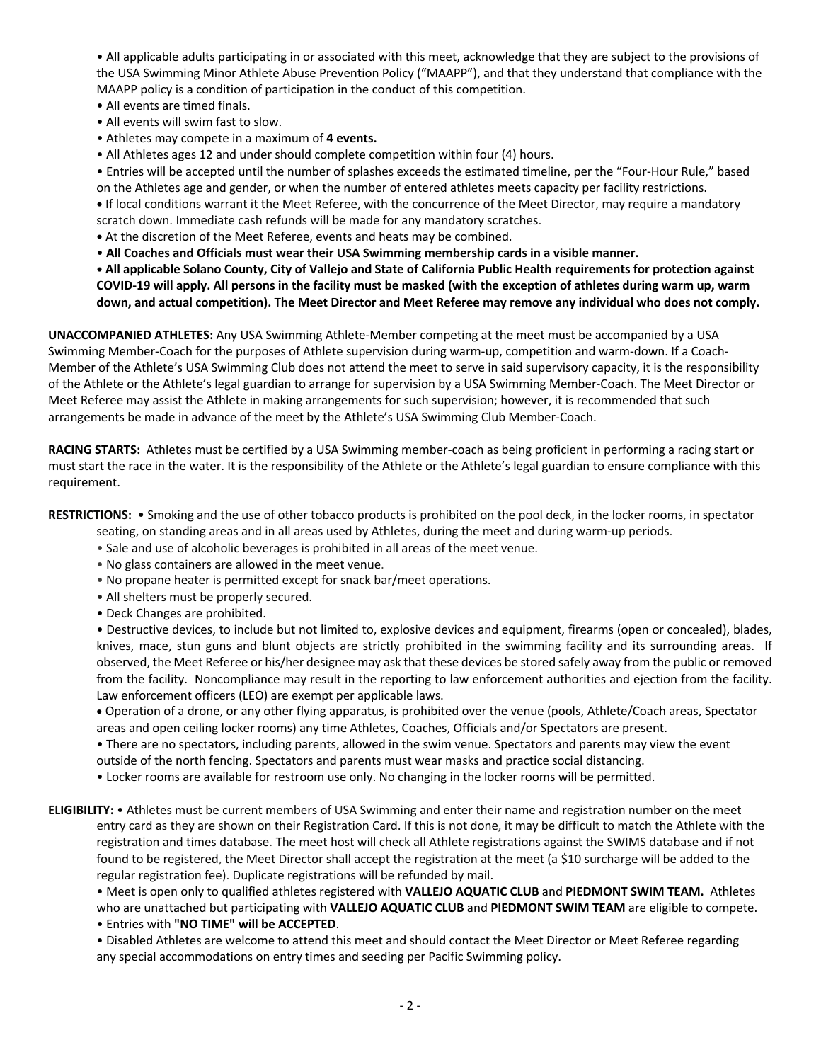- All applicable adults participating in or associated with this meet, acknowledge that they are subject to the provisions of the USA Swimming Minor Athlete Abuse Prevention Policy ("MAAPP"), and that they understand that compliance with the MAAPP policy is a condition of participation in the conduct of this competition.
- All events are timed finals.
- All events will swim fast to slow.
- Athletes may compete in a maximum of **4 events.**
- All Athletes ages 12 and under should complete competition within four (4) hours.
- Entries will be accepted until the number of splashes exceeds the estimated timeline, per the "Four-Hour Rule," based on the Athletes age and gender, or when the number of entered athletes meets capacity per facility restrictions.
- If local conditions warrant it the Meet Referee, with the concurrence of the Meet Director, may require a mandatory scratch down. Immediate cash refunds will be made for any mandatory scratches.
- At the discretion of the Meet Referee, events and heats may be combined.
- **All Coaches and Officials must wear their USA Swimming membership cards in a visible manner.**
- **All applicable Solano County, City of Vallejo and State of California Public Health requirements for protection against COVID-19 will apply. All persons in the facility must be masked (with the exception of athletes during warm up, warm down, and actual competition). The Meet Director and Meet Referee may remove any individual who does not comply.**

**UNACCOMPANIED ATHLETES:** Any USA Swimming Athlete-Member competing at the meet must be accompanied by a USA Swimming Member-Coach for the purposes of Athlete supervision during warm-up, competition and warm-down. If a Coach-Member of the Athlete's USA Swimming Club does not attend the meet to serve in said supervisory capacity, it is the responsibility of the Athlete or the Athlete's legal guardian to arrange for supervision by a USA Swimming Member-Coach. The Meet Director or Meet Referee may assist the Athlete in making arrangements for such supervision; however, it is recommended that such arrangements be made in advance of the meet by the Athlete's USA Swimming Club Member-Coach.

**RACING STARTS:** Athletes must be certified by a USA Swimming member-coach as being proficient in performing a racing start or must start the race in the water. It is the responsibility of the Athlete or the Athlete's legal guardian to ensure compliance with this requirement.

**RESTRICTIONS:**
- Smoking and the use of other tobacco products is prohibited on the pool deck, in the locker rooms, in spectator seating, on standing areas and in all areas used by Athletes, during the meet and during warm-up periods.
- Sale and use of alcoholic beverages is prohibited in all areas of the meet venue.
- No glass containers are allowed in the meet venue.
- No propane heater is permitted except for snack bar/meet operations.
- All shelters must be properly secured.
- Deck Changes are prohibited.
- Destructive devices, to include but not limited to, explosive devices and equipment, firearms (open or concealed), blades, knives, mace, stun guns and blunt objects are strictly prohibited in the swimming facility and its surrounding areas. If observed, the Meet Referee or his/her designee may ask that these devices be stored safely away from the public or removed from the facility. Noncompliance may result in the reporting to law enforcement authorities and ejection from the facility. Law enforcement officers (LEO) are exempt per applicable laws.
- Operation of a drone, or any other flying apparatus, is prohibited over the venue (pools, Athlete/Coach areas, Spectator areas and open ceiling locker rooms) any time Athletes, Coaches, Officials and/or Spectators are present.
- There are no spectators, including parents, allowed in the swim venue. Spectators and parents may view the event outside of the north fencing. Spectators and parents must wear masks and practice social distancing.
- Locker rooms are available for restroom use only. No changing in the locker rooms will be permitted.

**ELIGIBILITY:**
- Athletes must be current members of USA Swimming and enter their name and registration number on the meet entry card as they are shown on their Registration Card. If this is not done, it may be difficult to match the Athlete with the registration and times database. The meet host will check all Athlete registrations against the SWIMS database and if not found to be registered, the Meet Director shall accept the registration at the meet (a $10 surcharge will be added to the regular registration fee). Duplicate registrations will be refunded by mail.
- Meet is open only to qualified athletes registered with **VALLEJO AQUATIC CLUB** and **PIEDMONT SWIM TEAM.** Athletes who are unattached but participating with **VALLEJO AQUATIC CLUB** and **PIEDMONT SWIM TEAM** are eligible to compete.
- Entries with **"NO TIME" will be ACCEPTED**.
- Disabled Athletes are welcome to attend this meet and should contact the Meet Director or Meet Referee regarding any special accommodations on entry times and seeding per Pacific Swimming policy.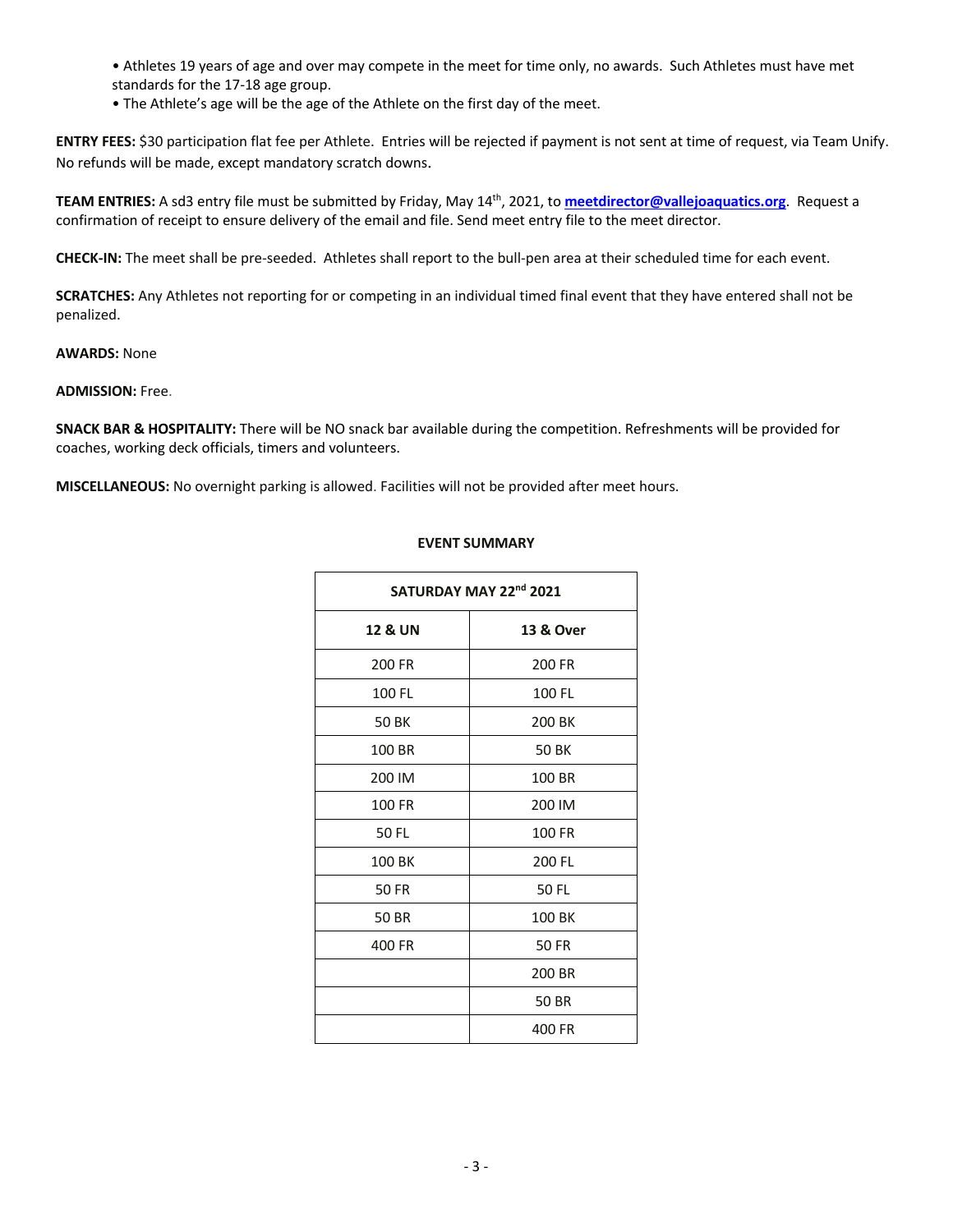- Athletes 19 years of age and over may compete in the meet for time only, no awards. Such Athletes must have met standards for the 17-18 age group.
- The Athlete's age will be the age of the Athlete on the first day of the meet.

**ENTRY FEES:** $30 participation flat fee per Athlete. Entries will be rejected if payment is not sent at time of request, via Team Unify. No refunds will be made, except mandatory scratch downs.

**TEAM ENTRIES:** A sd3 entry file must be submitted by Friday, May 14th, 2021, to **meetdirector@vallejoaquatics.org**. Request a confirmation of receipt to ensure delivery of the email and file. Send meet entry file to the meet director.

**CHECK-IN:** The meet shall be pre-seeded. Athletes shall report to the bull-pen area at their scheduled time for each event.

**SCRATCHES:** Any Athletes not reporting for or competing in an individual timed final event that they have entered shall not be penalized.

**AWARDS:** None

**ADMISSION:** Free.

**SNACK BAR & HOSPITALITY:** There will be NO snack bar available during the competition. Refreshments will be provided for coaches, working deck officials, timers and volunteers.

**MISCELLANEOUS:** No overnight parking is allowed. Facilities will not be provided after meet hours.

**EVENT SUMMARY**

| SATURDAY MAY 22nd 2021 | |
|---|---|
| **12 & UN** | **13 & Over** |
| 200 FR | 200 FR |
| 100 FL | 100 FL |
| 50 BK | 200 BK |
| 100 BR | 50 BK |
| 200 IM | 100 BR |
| 100 FR | 200 IM |
| 50 FL | 100 FR |
| 100 BK | 200 FL |
| 50 FR | 50 FL |
| 50 BR | 100 BK |
| 400 FR | 50 FR |
| | 200 BR |
| | 50 BR |
| | 400 FR |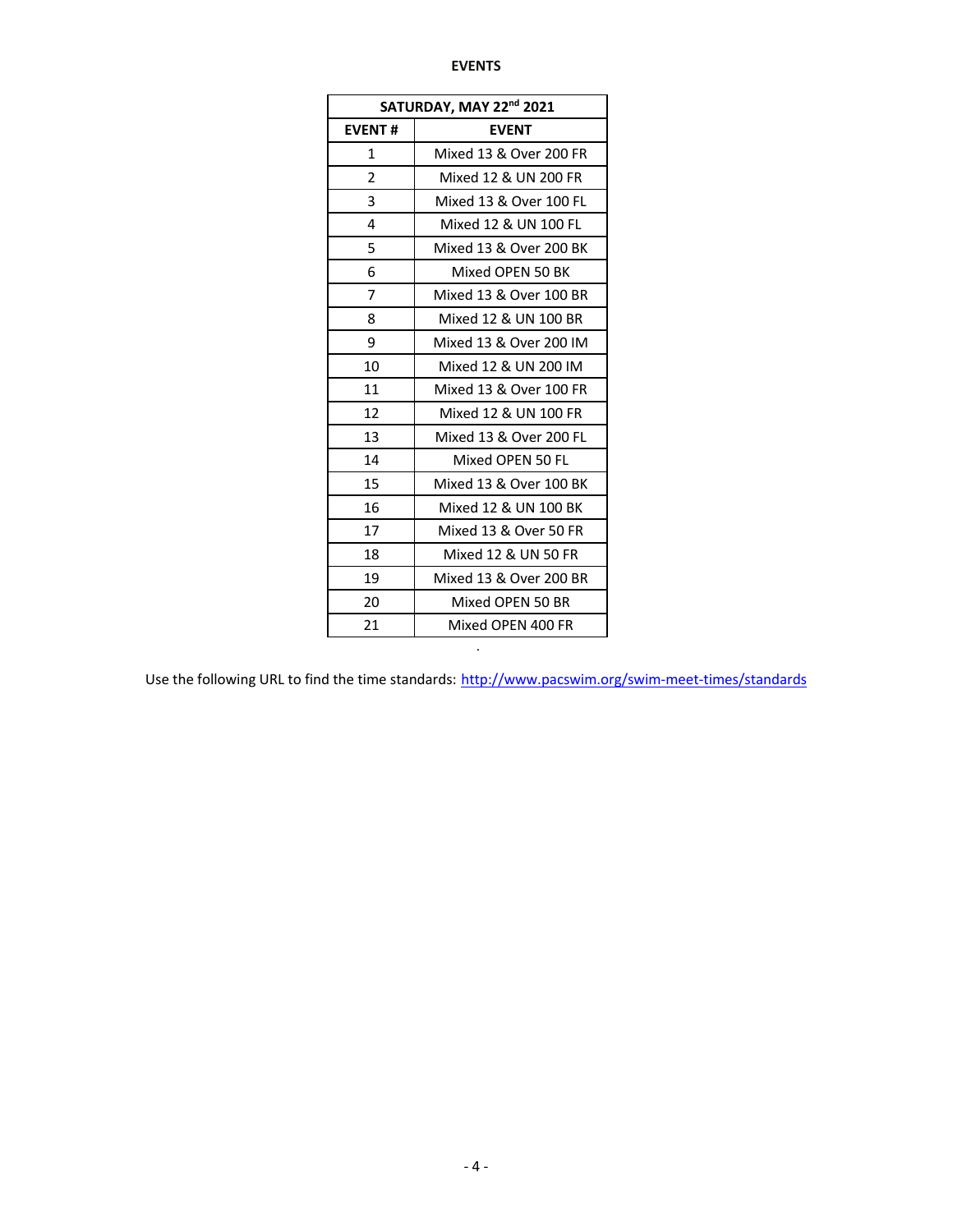## EVENTS

| SATURDAY, MAY 22nd 2021 | |
|---|---|
| **EVENT #** | **EVENT** |
| 1 | Mixed 13 & Over 200 FR |
| 2 | Mixed 12 & UN 200 FR |
| 3 | Mixed 13 & Over 100 FL |
| 4 | Mixed 12 & UN 100 FL |
| 5 | Mixed 13 & Over 200 BK |
| 6 | Mixed OPEN 50 BK |
| 7 | Mixed 13 & Over 100 BR |
| 8 | Mixed 12 & UN 100 BR |
| 9 | Mixed 13 & Over 200 IM |
| 10 | Mixed 12 & UN 200 IM |
| 11 | Mixed 13 & Over 100 FR |
| 12 | Mixed 12 & UN 100 FR |
| 13 | Mixed 13 & Over 200 FL |
| 14 | Mixed OPEN 50 FL |
| 15 | Mixed 13 & Over 100 BK |
| 16 | Mixed 12 & UN 100 BK |
| 17 | Mixed 13 & Over 50 FR |
| 18 | Mixed 12 & UN 50 FR |
| 19 | Mixed 13 & Over 200 BR |
| 20 | Mixed OPEN 50 BR |
| 21 | Mixed OPEN 400 FR |

Use the following URL to find the time standards: http://www.pacswim.org/swim-meet-times/standards